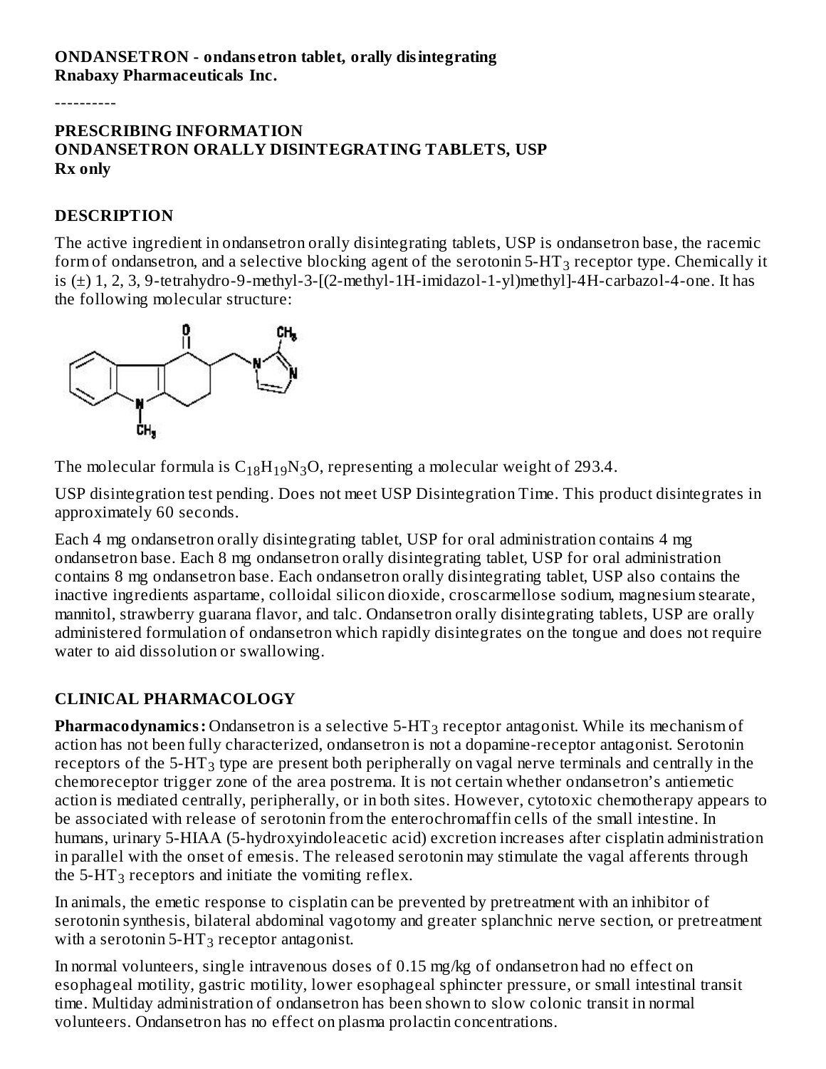**ONDANSETRON - ondansetron tablet, orally disintegrating**
**Rnabaxy Pharmaceuticals Inc.**

----------

**PRESCRIBING INFORMATION**
**ONDANSETRON ORALLY DISINTEGRATING TABLETS, USP**
**Rx only**

## DESCRIPTION

The active ingredient in ondansetron orally disintegrating tablets, USP is ondansetron base, the racemic form of ondansetron, and a selective blocking agent of the serotonin 5-$HT_3$ receptor type. Chemically it is (±) 1, 2, 3, 9-tetrahydro-9-methyl-3-[(2-methyl-1H-imidazol-1-yl)methyl]-4H-carbazol-4-one. It has the following molecular structure:

The molecular formula is $C_{18}H_{19}N_3O$, representing a molecular weight of 293.4.

USP disintegration test pending. Does not meet USP Disintegration Time. This product disintegrates in approximately 60 seconds.

Each 4 mg ondansetron orally disintegrating tablet, USP for oral administration contains 4 mg ondansetron base. Each 8 mg ondansetron orally disintegrating tablet, USP for oral administration contains 8 mg ondansetron base. Each ondansetron orally disintegrating tablet, USP also contains the inactive ingredients aspartame, colloidal silicon dioxide, croscarmellose sodium, magnesium stearate, mannitol, strawberry guarana flavor, and talc. Ondansetron orally disintegrating tablets, USP are orally administered formulation of ondansetron which rapidly disintegrates on the tongue and does not require water to aid dissolution or swallowing.

## CLINICAL PHARMACOLOGY

**Pharmacodynamics:** Ondansetron is a selective 5-$HT_3$ receptor antagonist. While its mechanism of action has not been fully characterized, ondansetron is not a dopamine-receptor antagonist. Serotonin receptors of the 5-$HT_3$ type are present both peripherally on vagal nerve terminals and centrally in the chemoreceptor trigger zone of the area postrema. It is not certain whether ondansetron's antiemetic action is mediated centrally, peripherally, or in both sites. However, cytotoxic chemotherapy appears to be associated with release of serotonin from the enterochromaffin cells of the small intestine. In humans, urinary 5-HIAA (5-hydroxyindoleacetic acid) excretion increases after cisplatin administration in parallel with the onset of emesis. The released serotonin may stimulate the vagal afferents through the 5-$HT_3$ receptors and initiate the vomiting reflex.

In animals, the emetic response to cisplatin can be prevented by pretreatment with an inhibitor of serotonin synthesis, bilateral abdominal vagotomy and greater splanchnic nerve section, or pretreatment with a serotonin 5-$HT_3$ receptor antagonist.

In normal volunteers, single intravenous doses of 0.15 mg/kg of ondansetron had no effect on esophageal motility, gastric motility, lower esophageal sphincter pressure, or small intestinal transit time. Multiday administration of ondansetron has been shown to slow colonic transit in normal volunteers. Ondansetron has no effect on plasma prolactin concentrations.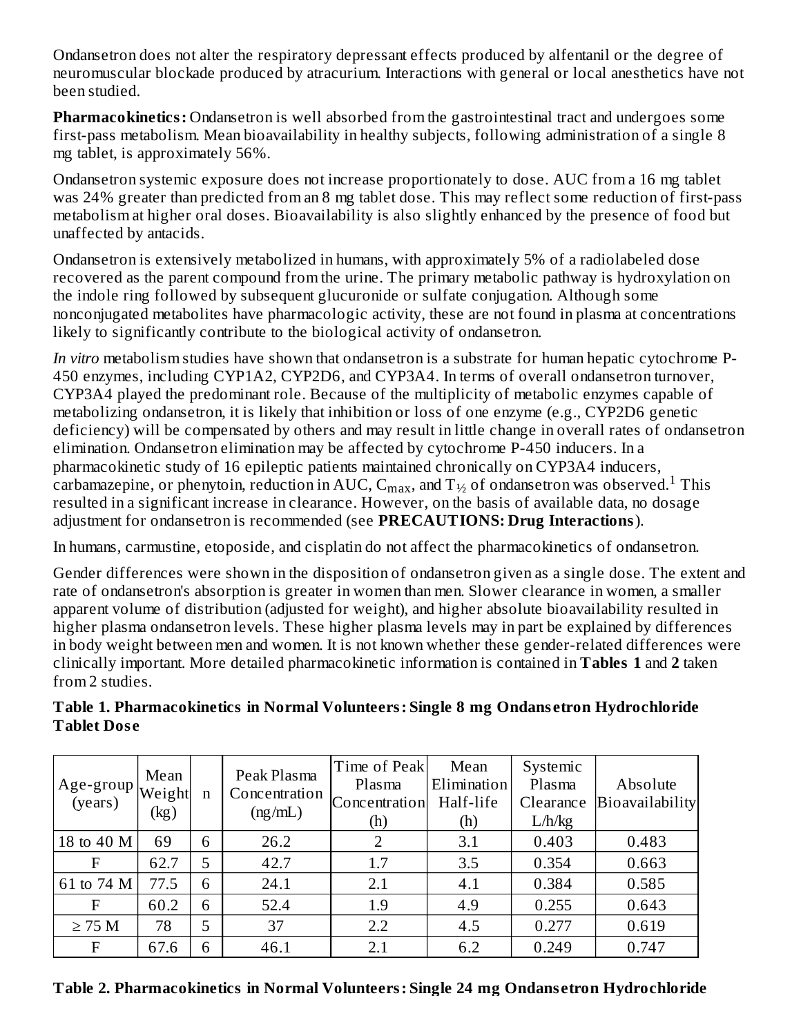Ondansetron does not alter the respiratory depressant effects produced by alfentanil or the degree of neuromuscular blockade produced by atracurium. Interactions with general or local anesthetics have not been studied.

**Pharmacokinetics:** Ondansetron is well absorbed from the gastrointestinal tract and undergoes some first-pass metabolism. Mean bioavailability in healthy subjects, following administration of a single 8 mg tablet, is approximately 56%.

Ondansetron systemic exposure does not increase proportionately to dose. AUC from a 16 mg tablet was 24% greater than predicted from an 8 mg tablet dose. This may reflect some reduction of first-pass metabolism at higher oral doses. Bioavailability is also slightly enhanced by the presence of food but unaffected by antacids.

Ondansetron is extensively metabolized in humans, with approximately 5% of a radiolabeled dose recovered as the parent compound from the urine. The primary metabolic pathway is hydroxylation on the indole ring followed by subsequent glucuronide or sulfate conjugation. Although some nonconjugated metabolites have pharmacologic activity, these are not found in plasma at concentrations likely to significantly contribute to the biological activity of ondansetron.

*In vitro* metabolism studies have shown that ondansetron is a substrate for human hepatic cytochrome P-450 enzymes, including CYP1A2, CYP2D6, and CYP3A4. In terms of overall ondansetron turnover, CYP3A4 played the predominant role. Because of the multiplicity of metabolic enzymes capable of metabolizing ondansetron, it is likely that inhibition or loss of one enzyme (e.g., CYP2D6 genetic deficiency) will be compensated by others and may result in little change in overall rates of ondansetron elimination. Ondansetron elimination may be affected by cytochrome P-450 inducers. In a pharmacokinetic study of 16 epileptic patients maintained chronically on CYP3A4 inducers, carbamazepine, or phenytoin, reduction in AUC, $C_{max}$, and $T_{½}$ of ondansetron was observed.[1] This resulted in a significant increase in clearance. However, on the basis of available data, no dosage adjustment for ondansetron is recommended (see **PRECAUTIONS: Drug Interactions**).

In humans, carmustine, etoposide, and cisplatin do not affect the pharmacokinetics of ondansetron.

Gender differences were shown in the disposition of ondansetron given as a single dose. The extent and rate of ondansetron's absorption is greater in women than men. Slower clearance in women, a smaller apparent volume of distribution (adjusted for weight), and higher absolute bioavailability resulted in higher plasma ondansetron levels. These higher plasma levels may in part be explained by differences in body weight between men and women. It is not known whether these gender-related differences were clinically important. More detailed pharmacokinetic information is contained in **Tables 1** and **2** taken from 2 studies.

**Table 1. Pharmacokinetics in Normal Volunteers: Single 8 mg Ondansetron Hydrochloride Tablet Dose**

| Age-group (years) | Mean Weight (kg) | n | Peak Plasma Concentration (ng/mL) | Time of Peak Plasma Concentration (h) | Mean Elimination Half-life (h) | Systemic Plasma Clearance L/h/kg | Absolute Bioavailability |
|---|---|---|---|---|---|---|---|
| 18 to 40 M | 69 | 6 | 26.2 | 2 | 3.1 | 0.403 | 0.483 |
| F | 62.7 | 5 | 42.7 | 1.7 | 3.5 | 0.354 | 0.663 |
| 61 to 74 M | 77.5 | 6 | 24.1 | 2.1 | 4.1 | 0.384 | 0.585 |
| F | 60.2 | 6 | 52.4 | 1.9 | 4.9 | 0.255 | 0.643 |
| ≥ 75 M | 78 | 5 | 37 | 2.2 | 4.5 | 0.277 | 0.619 |
| F | 67.6 | 6 | 46.1 | 2.1 | 6.2 | 0.249 | 0.747 |

**Table 2. Pharmacokinetics in Normal Volunteers: Single 24 mg Ondansetron Hydrochloride**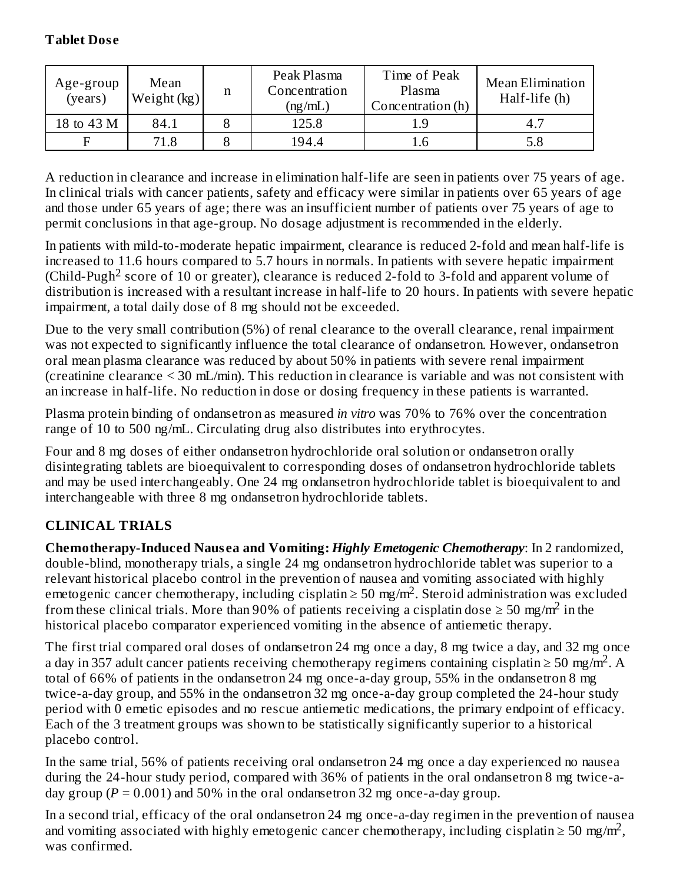**Tablet Dose**

| Age-group (years) | Mean Weight (kg) | n | Peak Plasma Concentration (ng/mL) | Time of Peak Plasma Concentration (h) | Mean Elimination Half-life (h) |
|---|---|---|---|---|---|
| 18 to 43 M | 84.1 | 8 | 125.8 | 1.9 | 4.7 |
| F | 71.8 | 8 | 194.4 | 1.6 | 5.8 |

A reduction in clearance and increase in elimination half-life are seen in patients over 75 years of age. In clinical trials with cancer patients, safety and efficacy were similar in patients over 65 years of age and those under 65 years of age; there was an insufficient number of patients over 75 years of age to permit conclusions in that age-group. No dosage adjustment is recommended in the elderly.

In patients with mild-to-moderate hepatic impairment, clearance is reduced 2-fold and mean half-life is increased to 11.6 hours compared to 5.7 hours in normals. In patients with severe hepatic impairment (Child-Pugh[2] score of 10 or greater), clearance is reduced 2-fold to 3-fold and apparent volume of distribution is increased with a resultant increase in half-life to 20 hours. In patients with severe hepatic impairment, a total daily dose of 8 mg should not be exceeded.

Due to the very small contribution (5%) of renal clearance to the overall clearance, renal impairment was not expected to significantly influence the total clearance of ondansetron. However, ondansetron oral mean plasma clearance was reduced by about 50% in patients with severe renal impairment (creatinine clearance < 30 mL/min). This reduction in clearance is variable and was not consistent with an increase in half-life. No reduction in dose or dosing frequency in these patients is warranted.

Plasma protein binding of ondansetron as measured *in vitro* was 70% to 76% over the concentration range of 10 to 500 ng/mL. Circulating drug also distributes into erythrocytes.

Four and 8 mg doses of either ondansetron hydrochloride oral solution or ondansetron orally disintegrating tablets are bioequivalent to corresponding doses of ondansetron hydrochloride tablets and may be used interchangeably. One 24 mg ondansetron hydrochloride tablet is bioequivalent to and interchangeable with three 8 mg ondansetron hydrochloride tablets.

## CLINICAL TRIALS

**Chemotherapy-Induced Nausea and Vomiting:** ***Highly Emetogenic Chemotherapy***: In 2 randomized, double-blind, monotherapy trials, a single 24 mg ondansetron hydrochloride tablet was superior to a relevant historical placebo control in the prevention of nausea and vomiting associated with highly emetogenic cancer chemotherapy, including cisplatin $\geq 50$ mg/m$^2$. Steroid administration was excluded from these clinical trials. More than 90% of patients receiving a cisplatin dose $\geq 50$ mg/m$^2$ in the historical placebo comparator experienced vomiting in the absence of antiemetic therapy.

The first trial compared oral doses of ondansetron 24 mg once a day, 8 mg twice a day, and 32 mg once a day in 357 adult cancer patients receiving chemotherapy regimens containing cisplatin $\geq 50$ mg/m$^2$. A total of 66% of patients in the ondansetron 24 mg once-a-day group, 55% in the ondansetron 8 mg twice-a-day group, and 55% in the ondansetron 32 mg once-a-day group completed the 24-hour study period with 0 emetic episodes and no rescue antiemetic medications, the primary endpoint of efficacy. Each of the 3 treatment groups was shown to be statistically significantly superior to a historical placebo control.

In the same trial, 56% of patients receiving oral ondansetron 24 mg once a day experienced no nausea during the 24-hour study period, compared with 36% of patients in the oral ondansetron 8 mg twice-a-day group ($P = 0.001$) and 50% in the oral ondansetron 32 mg once-a-day group.

In a second trial, efficacy of the oral ondansetron 24 mg once-a-day regimen in the prevention of nausea and vomiting associated with highly emetogenic cancer chemotherapy, including cisplatin $\geq 50$ mg/m$^2$, was confirmed.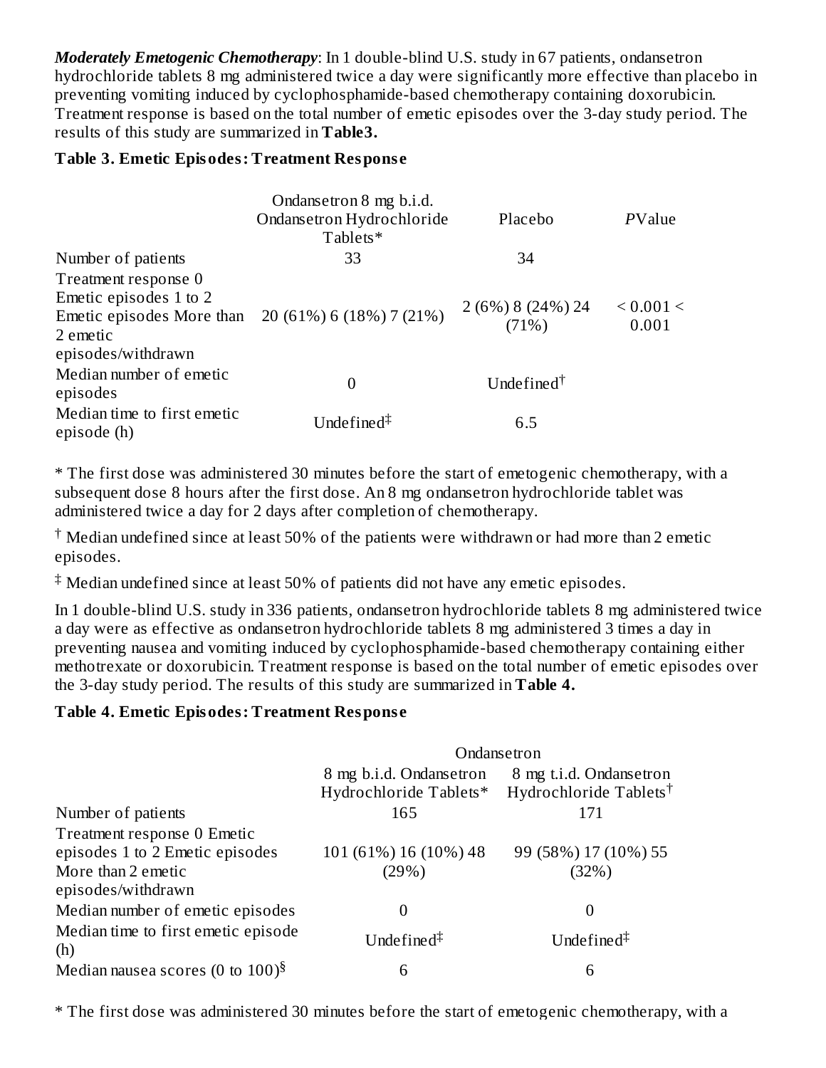***Moderately Emetogenic Chemotherapy***: In 1 double-blind U.S. study in 67 patients, ondansetron hydrochloride tablets 8 mg administered twice a day were significantly more effective than placebo in preventing vomiting induced by cyclophosphamide-based chemotherapy containing doxorubicin. Treatment response is based on the total number of emetic episodes over the 3-day study period. The results of this study are summarized in **Table3.**

**Table 3. Emetic Episodes: Treatment Response**

| | Ondansetron 8 mg b.i.d. Ondansetron Hydrochloride Tablets* | Placebo | *P*Value |
|---|---|---|---|
| Number of patients | 33 | 34 | |
| Treatment response 0 Emetic episodes 1 to 2 Emetic episodes More than 2 emetic episodes/withdrawn | 20 (61%) 6 (18%) 7 (21%) | 2 (6%) 8 (24%) 24 (71%) | < 0.001 < 0.001 |
| Median number of emetic episodes | 0 | Undefined† | |
| Median time to first emetic episode (h) | Undefined‡ | 6.5 | |

\* The first dose was administered 30 minutes before the start of emetogenic chemotherapy, with a subsequent dose 8 hours after the first dose. An 8 mg ondansetron hydrochloride tablet was administered twice a day for 2 days after completion of chemotherapy.

† Median undefined since at least 50% of the patients were withdrawn or had more than 2 emetic episodes.

‡ Median undefined since at least 50% of patients did not have any emetic episodes.

In 1 double-blind U.S. study in 336 patients, ondansetron hydrochloride tablets 8 mg administered twice a day were as effective as ondansetron hydrochloride tablets 8 mg administered 3 times a day in preventing nausea and vomiting induced by cyclophosphamide-based chemotherapy containing either methotrexate or doxorubicin. Treatment response is based on the total number of emetic episodes over the 3-day study period. The results of this study are summarized in **Table 4.**

**Table 4. Emetic Episodes: Treatment Response**

| | Ondansetron | |
|---|---|---|
| | 8 mg b.i.d. Ondansetron Hydrochloride Tablets* | 8 mg t.i.d. Ondansetron Hydrochloride Tablets† |
| Number of patients | 165 | 171 |
| Treatment response 0 Emetic episodes 1 to 2 Emetic episodes More than 2 emetic episodes/withdrawn | 101 (61%) 16 (10%) 48 (29%) | 99 (58%) 17 (10%) 55 (32%) |
| Median number of emetic episodes | 0 | 0 |
| Median time to first emetic episode (h) | Undefined‡ | Undefined‡ |
| Median nausea scores (0 to 100)§ | 6 | 6 |

\* The first dose was administered 30 minutes before the start of emetogenic chemotherapy, with a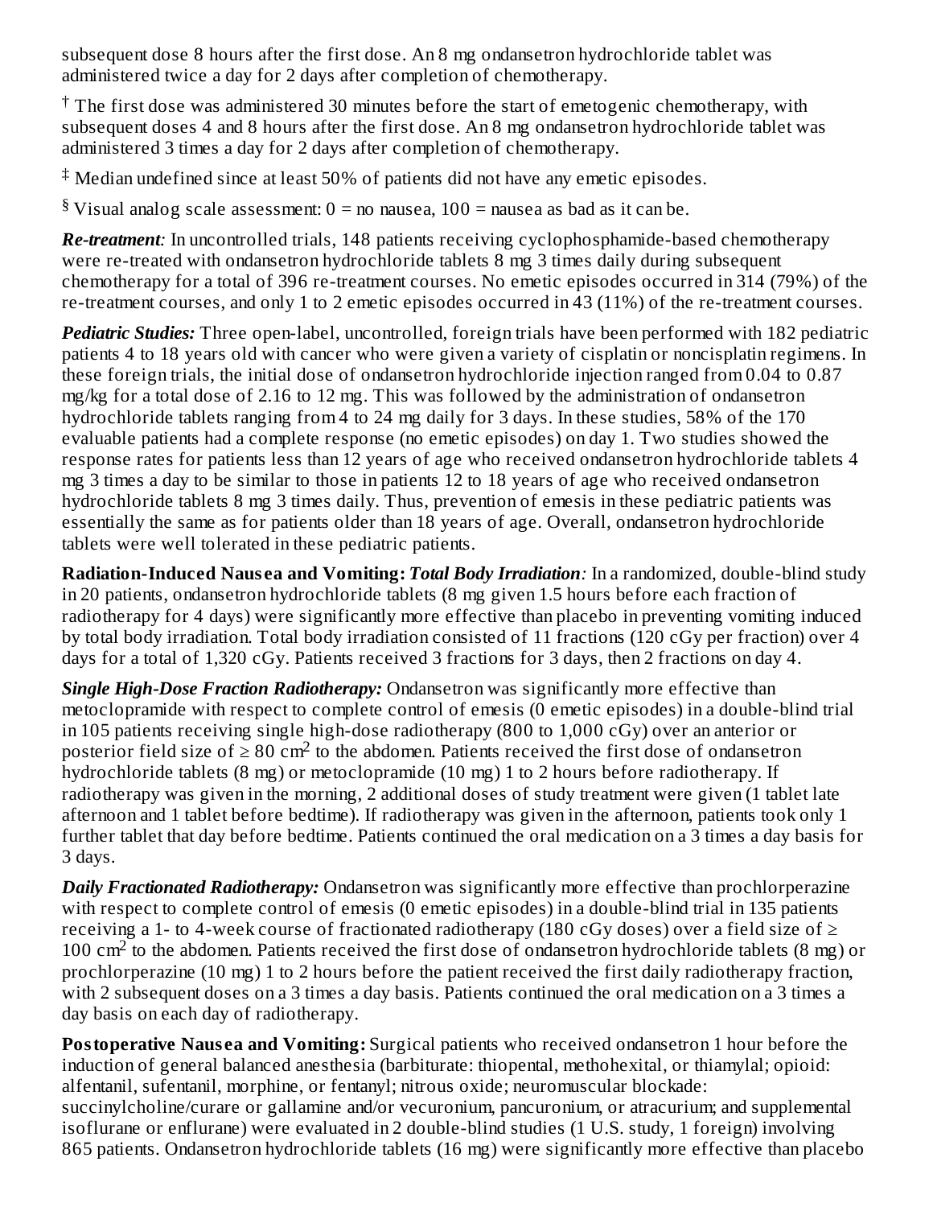subsequent dose 8 hours after the first dose. An 8 mg ondansetron hydrochloride tablet was administered twice a day for 2 days after completion of chemotherapy.

† The first dose was administered 30 minutes before the start of emetogenic chemotherapy, with subsequent doses 4 and 8 hours after the first dose. An 8 mg ondansetron hydrochloride tablet was administered 3 times a day for 2 days after completion of chemotherapy.

‡ Median undefined since at least 50% of patients did not have any emetic episodes.

§ Visual analog scale assessment: 0 = no nausea, 100 = nausea as bad as it can be.

***Re-treatment****:* In uncontrolled trials, 148 patients receiving cyclophosphamide-based chemotherapy were re-treated with ondansetron hydrochloride tablets 8 mg 3 times daily during subsequent chemotherapy for a total of 396 re-treatment courses. No emetic episodes occurred in 314 (79%) of the re-treatment courses, and only 1 to 2 emetic episodes occurred in 43 (11%) of the re-treatment courses.

***Pediatric Studies:*** Three open-label, uncontrolled, foreign trials have been performed with 182 pediatric patients 4 to 18 years old with cancer who were given a variety of cisplatin or noncisplatin regimens. In these foreign trials, the initial dose of ondansetron hydrochloride injection ranged from 0.04 to 0.87 mg/kg for a total dose of 2.16 to 12 mg. This was followed by the administration of ondansetron hydrochloride tablets ranging from 4 to 24 mg daily for 3 days. In these studies, 58% of the 170 evaluable patients had a complete response (no emetic episodes) on day 1. Two studies showed the response rates for patients less than 12 years of age who received ondansetron hydrochloride tablets 4 mg 3 times a day to be similar to those in patients 12 to 18 years of age who received ondansetron hydrochloride tablets 8 mg 3 times daily. Thus, prevention of emesis in these pediatric patients was essentially the same as for patients older than 18 years of age. Overall, ondansetron hydrochloride tablets were well tolerated in these pediatric patients.

**Radiation-Induced Nausea and Vomiting:** ***Total Body Irradiation****:* In a randomized, double-blind study in 20 patients, ondansetron hydrochloride tablets (8 mg given 1.5 hours before each fraction of radiotherapy for 4 days) were significantly more effective than placebo in preventing vomiting induced by total body irradiation. Total body irradiation consisted of 11 fractions (120 cGy per fraction) over 4 days for a total of 1,320 cGy. Patients received 3 fractions for 3 days, then 2 fractions on day 4.

***Single High-Dose Fraction Radiotherapy:*** Ondansetron was significantly more effective than metoclopramide with respect to complete control of emesis (0 emetic episodes) in a double-blind trial in 105 patients receiving single high-dose radiotherapy (800 to 1,000 cGy) over an anterior or posterior field size of ≥ 80 $cm^2$ to the abdomen. Patients received the first dose of ondansetron hydrochloride tablets (8 mg) or metoclopramide (10 mg) 1 to 2 hours before radiotherapy. If radiotherapy was given in the morning, 2 additional doses of study treatment were given (1 tablet late afternoon and 1 tablet before bedtime). If radiotherapy was given in the afternoon, patients took only 1 further tablet that day before bedtime. Patients continued the oral medication on a 3 times a day basis for 3 days.

***Daily Fractionated Radiotherapy:*** Ondansetron was significantly more effective than prochlorperazine with respect to complete control of emesis (0 emetic episodes) in a double-blind trial in 135 patients receiving a 1- to 4-week course of fractionated radiotherapy (180 cGy doses) over a field size of ≥ 100 $cm^2$ to the abdomen. Patients received the first dose of ondansetron hydrochloride tablets (8 mg) or prochlorperazine (10 mg) 1 to 2 hours before the patient received the first daily radiotherapy fraction, with 2 subsequent doses on a 3 times a day basis. Patients continued the oral medication on a 3 times a day basis on each day of radiotherapy.

**Postoperative Nausea and Vomiting:** Surgical patients who received ondansetron 1 hour before the induction of general balanced anesthesia (barbiturate: thiopental, methohexital, or thiamylal; opioid: alfentanil, sufentanil, morphine, or fentanyl; nitrous oxide; neuromuscular blockade: succinylcholine/curare or gallamine and/or vecuronium, pancuronium, or atracurium; and supplemental isoflurane or enflurane) were evaluated in 2 double-blind studies (1 U.S. study, 1 foreign) involving 865 patients. Ondansetron hydrochloride tablets (16 mg) were significantly more effective than placebo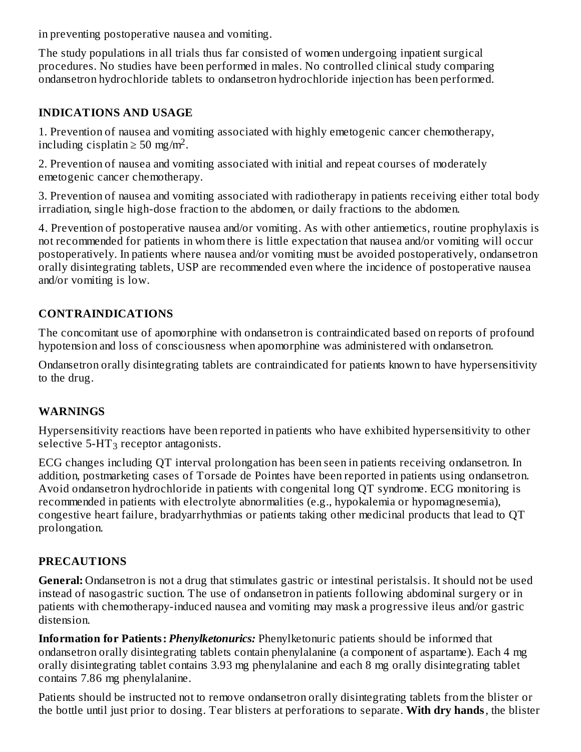in preventing postoperative nausea and vomiting.

The study populations in all trials thus far consisted of women undergoing inpatient surgical procedures. No studies have been performed in males. No controlled clinical study comparing ondansetron hydrochloride tablets to ondansetron hydrochloride injection has been performed.

## INDICATIONS AND USAGE

1. Prevention of nausea and vomiting associated with highly emetogenic cancer chemotherapy, including cisplatin ≥ 50 mg/m$^2$.

2. Prevention of nausea and vomiting associated with initial and repeat courses of moderately emetogenic cancer chemotherapy.

3. Prevention of nausea and vomiting associated with radiotherapy in patients receiving either total body irradiation, single high-dose fraction to the abdomen, or daily fractions to the abdomen.

4. Prevention of postoperative nausea and/or vomiting. As with other antiemetics, routine prophylaxis is not recommended for patients in whom there is little expectation that nausea and/or vomiting will occur postoperatively. In patients where nausea and/or vomiting must be avoided postoperatively, ondansetron orally disintegrating tablets, USP are recommended even where the incidence of postoperative nausea and/or vomiting is low.

## CONTRAINDICATIONS

The concomitant use of apomorphine with ondansetron is contraindicated based on reports of profound hypotension and loss of consciousness when apomorphine was administered with ondansetron.

Ondansetron orally disintegrating tablets are contraindicated for patients known to have hypersensitivity to the drug.

## WARNINGS

Hypersensitivity reactions have been reported in patients who have exhibited hypersensitivity to other selective 5-$HT_3$ receptor antagonists.

ECG changes including QT interval prolongation has been seen in patients receiving ondansetron. In addition, postmarketing cases of Torsade de Pointes have been reported in patients using ondansetron. Avoid ondansetron hydrochloride in patients with congenital long QT syndrome. ECG monitoring is recommended in patients with electrolyte abnormalities (e.g., hypokalemia or hypomagnesemia), congestive heart failure, bradyarrhythmias or patients taking other medicinal products that lead to QT prolongation.

## PRECAUTIONS

**General:** Ondansetron is not a drug that stimulates gastric or intestinal peristalsis. It should not be used instead of nasogastric suction. The use of ondansetron in patients following abdominal surgery or in patients with chemotherapy-induced nausea and vomiting may mask a progressive ileus and/or gastric distension.

**Information for Patients:** ***Phenylketonurics:*** Phenylketonuric patients should be informed that ondansetron orally disintegrating tablets contain phenylalanine (a component of aspartame). Each 4 mg orally disintegrating tablet contains 3.93 mg phenylalanine and each 8 mg orally disintegrating tablet contains 7.86 mg phenylalanine.

Patients should be instructed not to remove ondansetron orally disintegrating tablets from the blister or the bottle until just prior to dosing. Tear blisters at perforations to separate. **With dry hands**, the blister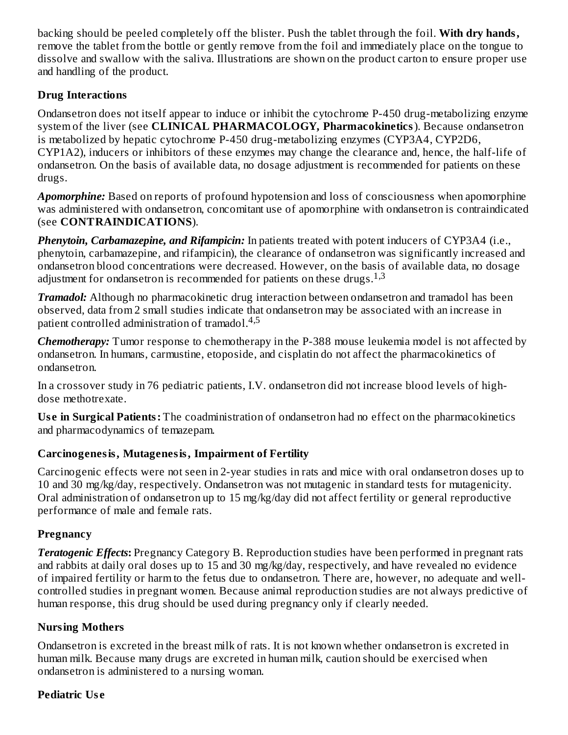backing should be peeled completely off the blister. Push the tablet through the foil. **With dry hands,** remove the tablet from the bottle or gently remove from the foil and immediately place on the tongue to dissolve and swallow with the saliva. Illustrations are shown on the product carton to ensure proper use and handling of the product.

### Drug Interactions

Ondansetron does not itself appear to induce or inhibit the cytochrome P-450 drug-metabolizing enzyme system of the liver (see **CLINICAL PHARMACOLOGY, Pharmacokinetics**). Because ondansetron is metabolized by hepatic cytochrome P-450 drug-metabolizing enzymes (CYP3A4, CYP2D6, CYP1A2), inducers or inhibitors of these enzymes may change the clearance and, hence, the half-life of ondansetron. On the basis of available data, no dosage adjustment is recommended for patients on these drugs.

***Apomorphine:*** Based on reports of profound hypotension and loss of consciousness when apomorphine was administered with ondansetron, concomitant use of apomorphine with ondansetron is contraindicated (see **CONTRAINDICATIONS**).

***Phenytoin, Carbamazepine, and Rifampicin:*** In patients treated with potent inducers of CYP3A4 (i.e., phenytoin, carbamazepine, and rifampicin), the clearance of ondansetron was significantly increased and ondansetron blood concentrations were decreased. However, on the basis of available data, no dosage adjustment for ondansetron is recommended for patients on these drugs.[1,3]

***Tramadol:*** Although no pharmacokinetic drug interaction between ondansetron and tramadol has been observed, data from 2 small studies indicate that ondansetron may be associated with an increase in patient controlled administration of tramadol.[4,5]

***Chemotherapy:*** Tumor response to chemotherapy in the P-388 mouse leukemia model is not affected by ondansetron. In humans, carmustine, etoposide, and cisplatin do not affect the pharmacokinetics of ondansetron.

In a crossover study in 76 pediatric patients, I.V. ondansetron did not increase blood levels of high-dose methotrexate.

**Use in Surgical Patients:** The coadministration of ondansetron had no effect on the pharmacokinetics and pharmacodynamics of temazepam.

### Carcinogenesis, Mutagenesis, Impairment of Fertility

Carcinogenic effects were not seen in 2-year studies in rats and mice with oral ondansetron doses up to 10 and 30 mg/kg/day, respectively. Ondansetron was not mutagenic in standard tests for mutagenicity. Oral administration of ondansetron up to 15 mg/kg/day did not affect fertility or general reproductive performance of male and female rats.

### Pregnancy

***Teratogenic Effects*:** Pregnancy Category B. Reproduction studies have been performed in pregnant rats and rabbits at daily oral doses up to 15 and 30 mg/kg/day, respectively, and have revealed no evidence of impaired fertility or harm to the fetus due to ondansetron. There are, however, no adequate and well-controlled studies in pregnant women. Because animal reproduction studies are not always predictive of human response, this drug should be used during pregnancy only if clearly needed.

### Nursing Mothers

Ondansetron is excreted in the breast milk of rats. It is not known whether ondansetron is excreted in human milk. Because many drugs are excreted in human milk, caution should be exercised when ondansetron is administered to a nursing woman.

### Pediatric Use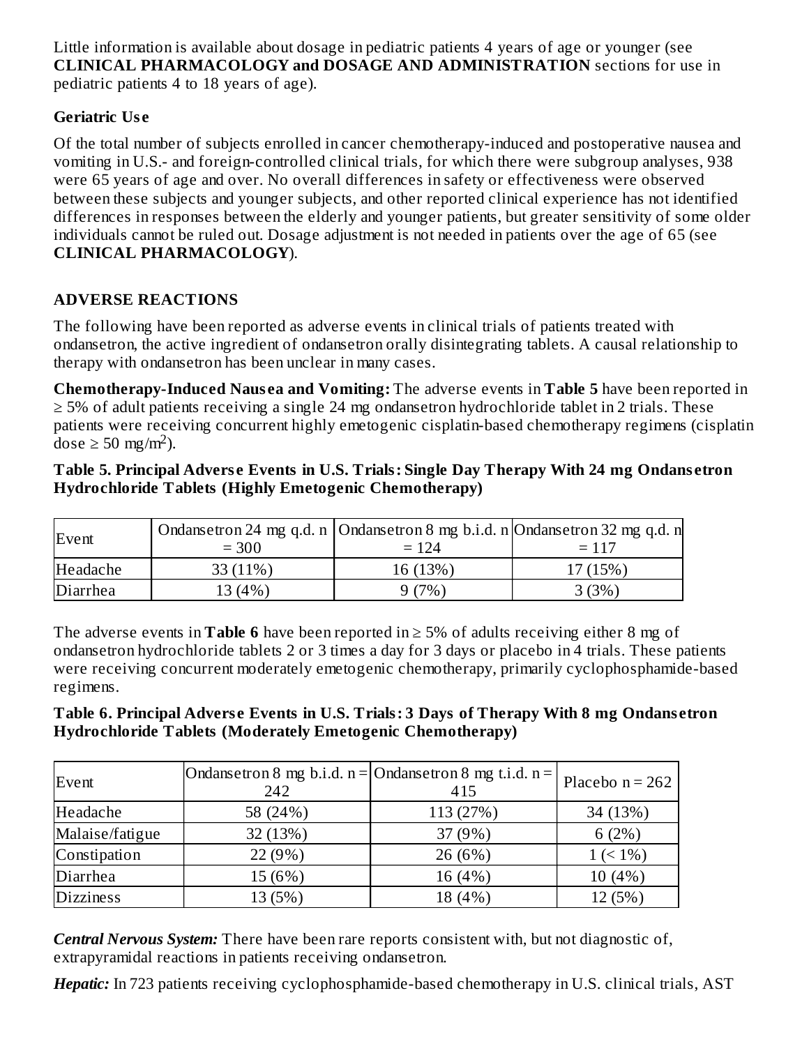Little information is available about dosage in pediatric patients 4 years of age or younger (see **CLINICAL PHARMACOLOGY and DOSAGE AND ADMINISTRATION** sections for use in pediatric patients 4 to 18 years of age).

### Geriatric Use

Of the total number of subjects enrolled in cancer chemotherapy-induced and postoperative nausea and vomiting in U.S.- and foreign-controlled clinical trials, for which there were subgroup analyses, 938 were 65 years of age and over. No overall differences in safety or effectiveness were observed between these subjects and younger subjects, and other reported clinical experience has not identified differences in responses between the elderly and younger patients, but greater sensitivity of some older individuals cannot be ruled out. Dosage adjustment is not needed in patients over the age of 65 (see **CLINICAL PHARMACOLOGY**).

## ADVERSE REACTIONS

The following have been reported as adverse events in clinical trials of patients treated with ondansetron, the active ingredient of ondansetron orally disintegrating tablets. A causal relationship to therapy with ondansetron has been unclear in many cases.

**Chemotherapy-Induced Nausea and Vomiting:** The adverse events in **Table 5** have been reported in ≥ 5% of adult patients receiving a single 24 mg ondansetron hydrochloride tablet in 2 trials. These patients were receiving concurrent highly emetogenic cisplatin-based chemotherapy regimens (cisplatin dose ≥ 50 mg/m$^2$).

**Table 5. Principal Adverse Events in U.S. Trials: Single Day Therapy With 24 mg Ondansetron Hydrochloride Tablets (Highly Emetogenic Chemotherapy)**

| Event | Ondansetron 24 mg q.d. n = 300 | Ondansetron 8 mg b.i.d. n = 124 | Ondansetron 32 mg q.d. n = 117 |
|---|---|---|---|
| Headache | 33 (11%) | 16 (13%) | 17 (15%) |
| Diarrhea | 13 (4%) | 9 (7%) | 3 (3%) |

The adverse events in **Table 6** have been reported in ≥ 5% of adults receiving either 8 mg of ondansetron hydrochloride tablets 2 or 3 times a day for 3 days or placebo in 4 trials. These patients were receiving concurrent moderately emetogenic chemotherapy, primarily cyclophosphamide-based regimens.

**Table 6. Principal Adverse Events in U.S. Trials: 3 Days of Therapy With 8 mg Ondansetron Hydrochloride Tablets (Moderately Emetogenic Chemotherapy)**

| Event | Ondansetron 8 mg b.i.d. n = 242 | Ondansetron 8 mg t.i.d. n = 415 | Placebo n = 262 |
|---|---|---|---|
| Headache | 58 (24%) | 113 (27%) | 34 (13%) |
| Malaise/fatigue | 32 (13%) | 37 (9%) | 6 (2%) |
| Constipation | 22 (9%) | 26 (6%) | 1 (< 1%) |
| Diarrhea | 15 (6%) | 16 (4%) | 10 (4%) |
| Dizziness | 13 (5%) | 18 (4%) | 12 (5%) |

***Central Nervous System:*** There have been rare reports consistent with, but not diagnostic of, extrapyramidal reactions in patients receiving ondansetron.

***Hepatic:*** In 723 patients receiving cyclophosphamide-based chemotherapy in U.S. clinical trials, AST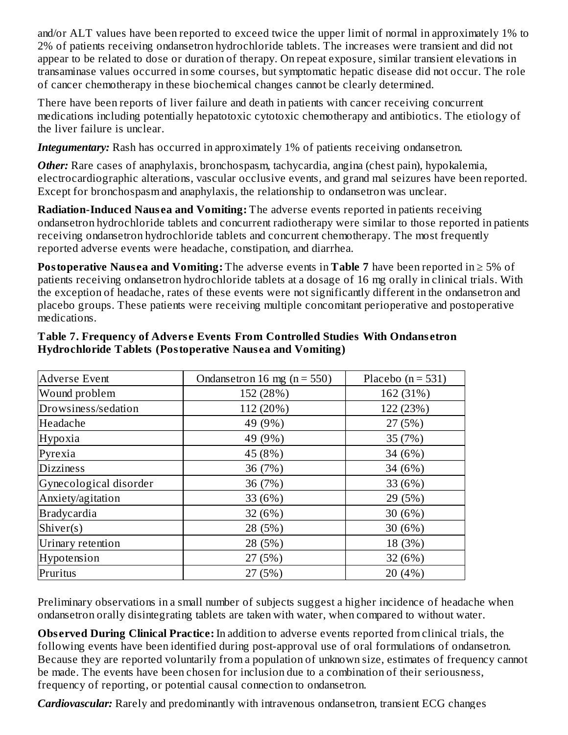and/or ALT values have been reported to exceed twice the upper limit of normal in approximately 1% to 2% of patients receiving ondansetron hydrochloride tablets. The increases were transient and did not appear to be related to dose or duration of therapy. On repeat exposure, similar transient elevations in transaminase values occurred in some courses, but symptomatic hepatic disease did not occur. The role of cancer chemotherapy in these biochemical changes cannot be clearly determined.

There have been reports of liver failure and death in patients with cancer receiving concurrent medications including potentially hepatotoxic cytotoxic chemotherapy and antibiotics. The etiology of the liver failure is unclear.

***Integumentary:*** Rash has occurred in approximately 1% of patients receiving ondansetron.

***Other:*** Rare cases of anaphylaxis, bronchospasm, tachycardia, angina (chest pain), hypokalemia, electrocardiographic alterations, vascular occlusive events, and grand mal seizures have been reported. Except for bronchospasm and anaphylaxis, the relationship to ondansetron was unclear.

**Radiation-Induced Nausea and Vomiting:** The adverse events reported in patients receiving ondansetron hydrochloride tablets and concurrent radiotherapy were similar to those reported in patients receiving ondansetron hydrochloride tablets and concurrent chemotherapy. The most frequently reported adverse events were headache, constipation, and diarrhea.

**Postoperative Nausea and Vomiting:** The adverse events in **Table 7** have been reported in ≥ 5% of patients receiving ondansetron hydrochloride tablets at a dosage of 16 mg orally in clinical trials. With the exception of headache, rates of these events were not significantly different in the ondansetron and placebo groups. These patients were receiving multiple concomitant perioperative and postoperative medications.

**Table 7. Frequency of Adverse Events From Controlled Studies With Ondansetron Hydrochloride Tablets (Postoperative Nausea and Vomiting)**

| Adverse Event | Ondansetron 16 mg (n = 550) | Placebo (n = 531) |
|---|---|---|
| Wound problem | 152 (28%) | 162 (31%) |
| Drowsiness/sedation | 112 (20%) | 122 (23%) |
| Headache | 49 (9%) | 27 (5%) |
| Hypoxia | 49 (9%) | 35 (7%) |
| Pyrexia | 45 (8%) | 34 (6%) |
| Dizziness | 36 (7%) | 34 (6%) |
| Gynecological disorder | 36 (7%) | 33 (6%) |
| Anxiety/agitation | 33 (6%) | 29 (5%) |
| Bradycardia | 32 (6%) | 30 (6%) |
| Shiver(s) | 28 (5%) | 30 (6%) |
| Urinary retention | 28 (5%) | 18 (3%) |
| Hypotension | 27 (5%) | 32 (6%) |
| Pruritus | 27 (5%) | 20 (4%) |

Preliminary observations in a small number of subjects suggest a higher incidence of headache when ondansetron orally disintegrating tablets are taken with water, when compared to without water.

**Observed During Clinical Practice:** In addition to adverse events reported from clinical trials, the following events have been identified during post-approval use of oral formulations of ondansetron. Because they are reported voluntarily from a population of unknown size, estimates of frequency cannot be made. The events have been chosen for inclusion due to a combination of their seriousness, frequency of reporting, or potential causal connection to ondansetron.

***Cardiovascular:*** Rarely and predominantly with intravenous ondansetron, transient ECG changes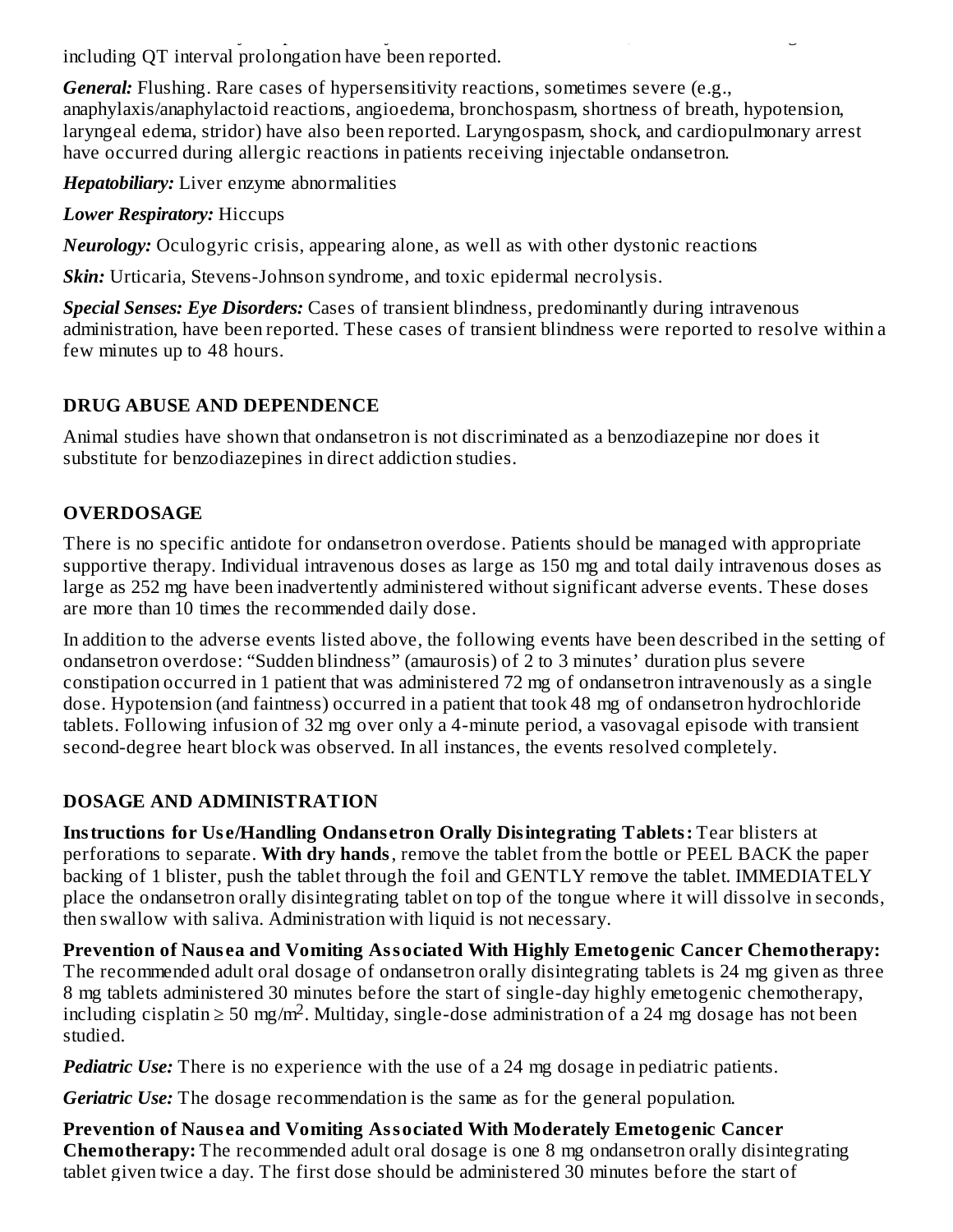including QT interval prolongation have been reported.

***General:*** Flushing. Rare cases of hypersensitivity reactions, sometimes severe (e.g., anaphylaxis/anaphylactoid reactions, angioedema, bronchospasm, shortness of breath, hypotension, laryngeal edema, stridor) have also been reported. Laryngospasm, shock, and cardiopulmonary arrest have occurred during allergic reactions in patients receiving injectable ondansetron.

***Hepatobiliary:*** Liver enzyme abnormalities

***Lower Respiratory:*** Hiccups

***Neurology:*** Oculogyric crisis, appearing alone, as well as with other dystonic reactions

***Skin:*** Urticaria, Stevens-Johnson syndrome, and toxic epidermal necrolysis.

***Special Senses: Eye Disorders:*** Cases of transient blindness, predominantly during intravenous administration, have been reported. These cases of transient blindness were reported to resolve within a few minutes up to 48 hours.

## DRUG ABUSE AND DEPENDENCE

Animal studies have shown that ondansetron is not discriminated as a benzodiazepine nor does it substitute for benzodiazepines in direct addiction studies.

## OVERDOSAGE

There is no specific antidote for ondansetron overdose. Patients should be managed with appropriate supportive therapy. Individual intravenous doses as large as 150 mg and total daily intravenous doses as large as 252 mg have been inadvertently administered without significant adverse events. These doses are more than 10 times the recommended daily dose.

In addition to the adverse events listed above, the following events have been described in the setting of ondansetron overdose: "Sudden blindness" (amaurosis) of 2 to 3 minutes' duration plus severe constipation occurred in 1 patient that was administered 72 mg of ondansetron intravenously as a single dose. Hypotension (and faintness) occurred in a patient that took 48 mg of ondansetron hydrochloride tablets. Following infusion of 32 mg over only a 4-minute period, a vasovagal episode with transient second-degree heart block was observed. In all instances, the events resolved completely.

## DOSAGE AND ADMINISTRATION

**Instructions for Use/Handling Ondansetron Orally Disintegrating Tablets:** Tear blisters at perforations to separate. **With dry hands**, remove the tablet from the bottle or PEEL BACK the paper backing of 1 blister, push the tablet through the foil and GENTLY remove the tablet. IMMEDIATELY place the ondansetron orally disintegrating tablet on top of the tongue where it will dissolve in seconds, then swallow with saliva. Administration with liquid is not necessary.

**Prevention of Nausea and Vomiting Associated With Highly Emetogenic Cancer Chemotherapy:** The recommended adult oral dosage of ondansetron orally disintegrating tablets is 24 mg given as three 8 mg tablets administered 30 minutes before the start of single-day highly emetogenic chemotherapy, including cisplatin ≥ 50 mg/m$^2$. Multiday, single-dose administration of a 24 mg dosage has not been studied.

***Pediatric Use:*** There is no experience with the use of a 24 mg dosage in pediatric patients.

***Geriatric Use:*** The dosage recommendation is the same as for the general population.

**Prevention of Nausea and Vomiting Associated With Moderately Emetogenic Cancer Chemotherapy:** The recommended adult oral dosage is one 8 mg ondansetron orally disintegrating tablet given twice a day. The first dose should be administered 30 minutes before the start of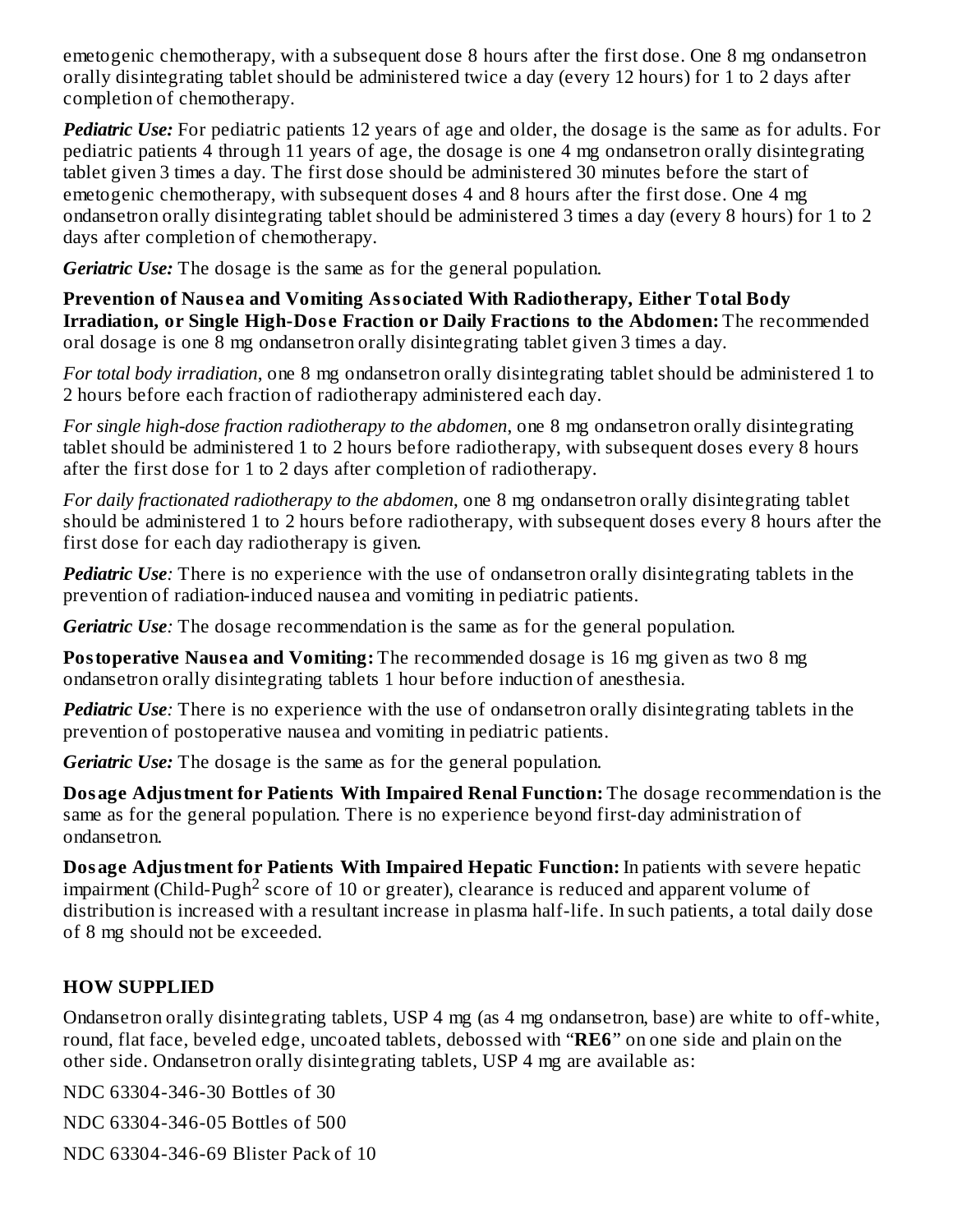emetogenic chemotherapy, with a subsequent dose 8 hours after the first dose. One 8 mg ondansetron orally disintegrating tablet should be administered twice a day (every 12 hours) for 1 to 2 days after completion of chemotherapy.

***Pediatric Use:*** For pediatric patients 12 years of age and older, the dosage is the same as for adults. For pediatric patients 4 through 11 years of age, the dosage is one 4 mg ondansetron orally disintegrating tablet given 3 times a day. The first dose should be administered 30 minutes before the start of emetogenic chemotherapy, with subsequent doses 4 and 8 hours after the first dose. One 4 mg ondansetron orally disintegrating tablet should be administered 3 times a day (every 8 hours) for 1 to 2 days after completion of chemotherapy.

***Geriatric Use:*** The dosage is the same as for the general population.

**Prevention of Nausea and Vomiting Associated With Radiotherapy, Either Total Body Irradiation, or Single High-Dose Fraction or Daily Fractions to the Abdomen:** The recommended oral dosage is one 8 mg ondansetron orally disintegrating tablet given 3 times a day.

*For total body irradiation*, one 8 mg ondansetron orally disintegrating tablet should be administered 1 to 2 hours before each fraction of radiotherapy administered each day.

*For single high-dose fraction radiotherapy to the abdomen*, one 8 mg ondansetron orally disintegrating tablet should be administered 1 to 2 hours before radiotherapy, with subsequent doses every 8 hours after the first dose for 1 to 2 days after completion of radiotherapy.

*For daily fractionated radiotherapy to the abdomen*, one 8 mg ondansetron orally disintegrating tablet should be administered 1 to 2 hours before radiotherapy, with subsequent doses every 8 hours after the first dose for each day radiotherapy is given.

***Pediatric Use****:* There is no experience with the use of ondansetron orally disintegrating tablets in the prevention of radiation-induced nausea and vomiting in pediatric patients.

***Geriatric Use****:* The dosage recommendation is the same as for the general population.

**Postoperative Nausea and Vomiting:** The recommended dosage is 16 mg given as two 8 mg ondansetron orally disintegrating tablets 1 hour before induction of anesthesia.

***Pediatric Use****:* There is no experience with the use of ondansetron orally disintegrating tablets in the prevention of postoperative nausea and vomiting in pediatric patients.

***Geriatric Use:*** The dosage is the same as for the general population.

**Dosage Adjustment for Patients With Impaired Renal Function:** The dosage recommendation is the same as for the general population. There is no experience beyond first-day administration of ondansetron.

**Dosage Adjustment for Patients With Impaired Hepatic Function:** In patients with severe hepatic impairment (Child-Pugh[2] score of 10 or greater), clearance is reduced and apparent volume of distribution is increased with a resultant increase in plasma half-life. In such patients, a total daily dose of 8 mg should not be exceeded.

## HOW SUPPLIED

Ondansetron orally disintegrating tablets, USP 4 mg (as 4 mg ondansetron, base) are white to off-white, round, flat face, beveled edge, uncoated tablets, debossed with "**RE6**" on one side and plain on the other side. Ondansetron orally disintegrating tablets, USP 4 mg are available as:

NDC 63304-346-30 Bottles of 30

NDC 63304-346-05 Bottles of 500

NDC 63304-346-69 Blister Pack of 10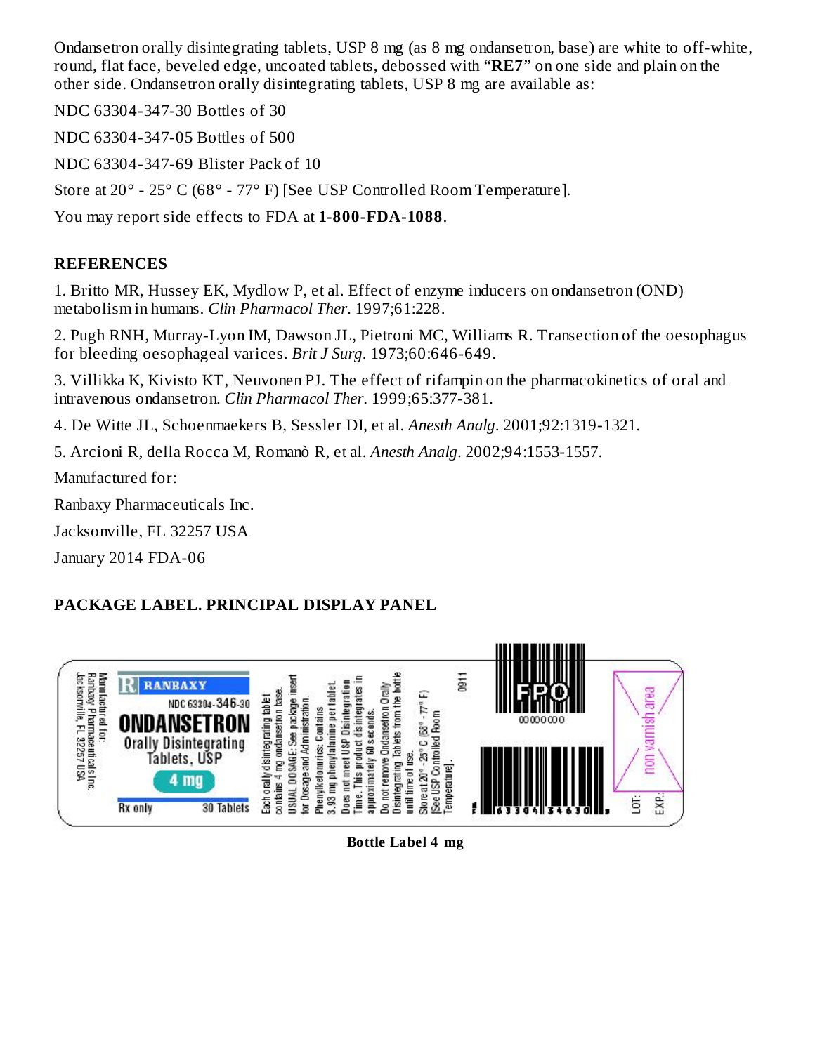Ondansetron orally disintegrating tablets, USP 8 mg (as 8 mg ondansetron, base) are white to off-white, round, flat face, beveled edge, uncoated tablets, debossed with "**RE7**" on one side and plain on the other side. Ondansetron orally disintegrating tablets, USP 8 mg are available as:

NDC 63304-347-30 Bottles of 30

NDC 63304-347-05 Bottles of 500

NDC 63304-347-69 Blister Pack of 10

Store at 20° - 25° C (68° - 77° F) [See USP Controlled Room Temperature].

You may report side effects to FDA at **1-800-FDA-1088**.

## REFERENCES

1. Britto MR, Hussey EK, Mydlow P, et al. Effect of enzyme inducers on ondansetron (OND) metabolism in humans. *Clin Pharmacol Ther*. 1997;61:228.

2. Pugh RNH, Murray-Lyon IM, Dawson JL, Pietroni MC, Williams R. Transection of the oesophagus for bleeding oesophageal varices. *Brit J Surg*. 1973;60:646-649.

3. Villikka K, Kivisto KT, Neuvonen PJ. The effect of rifampin on the pharmacokinetics of oral and intravenous ondansetron. *Clin Pharmacol Ther*. 1999;65:377-381.

4. De Witte JL, Schoenmaekers B, Sessler DI, et al. *Anesth Analg*. 2001;92:1319-1321.

5. Arcioni R, della Rocca M, Romanò R, et al. *Anesth Analg*. 2002;94:1553-1557.

Manufactured for:

Ranbaxy Pharmaceuticals Inc.

Jacksonville, FL 32257 USA

January 2014 FDA-06

## PACKAGE LABEL. PRINCIPAL DISPLAY PANEL

Manufactured for:
Ranbaxy Pharmaceuticals Inc.
Jacksonville, FL 32257 USA

RANBAXY

NDC 63304-346-30

ONDANSETRON

Orally Disintegrating Tablets, USP

4 mg

Rx only 30 Tablets

Each orally disintegrating tablet contains 4 mg ondansetron base.

USUAL DOSAGE: See package insert for Dosage and Administration.

Phenylketonurics: Contains 3.93 mg phenylalanine per tablet.

Does not meet USP Disintegration Time. This product disintegrates in approximately 60 seconds.

Do not remove Ondansetron Orally Disintegrating Tablets from the bottle until time of use.

Store at 20° - 25° C (68° - 77° F) [See USP Controlled Room Temperature].

0911

FPO

00000000

363304346300

non varnish area

LOT:

EXP.:

**Bottle Label 4 mg**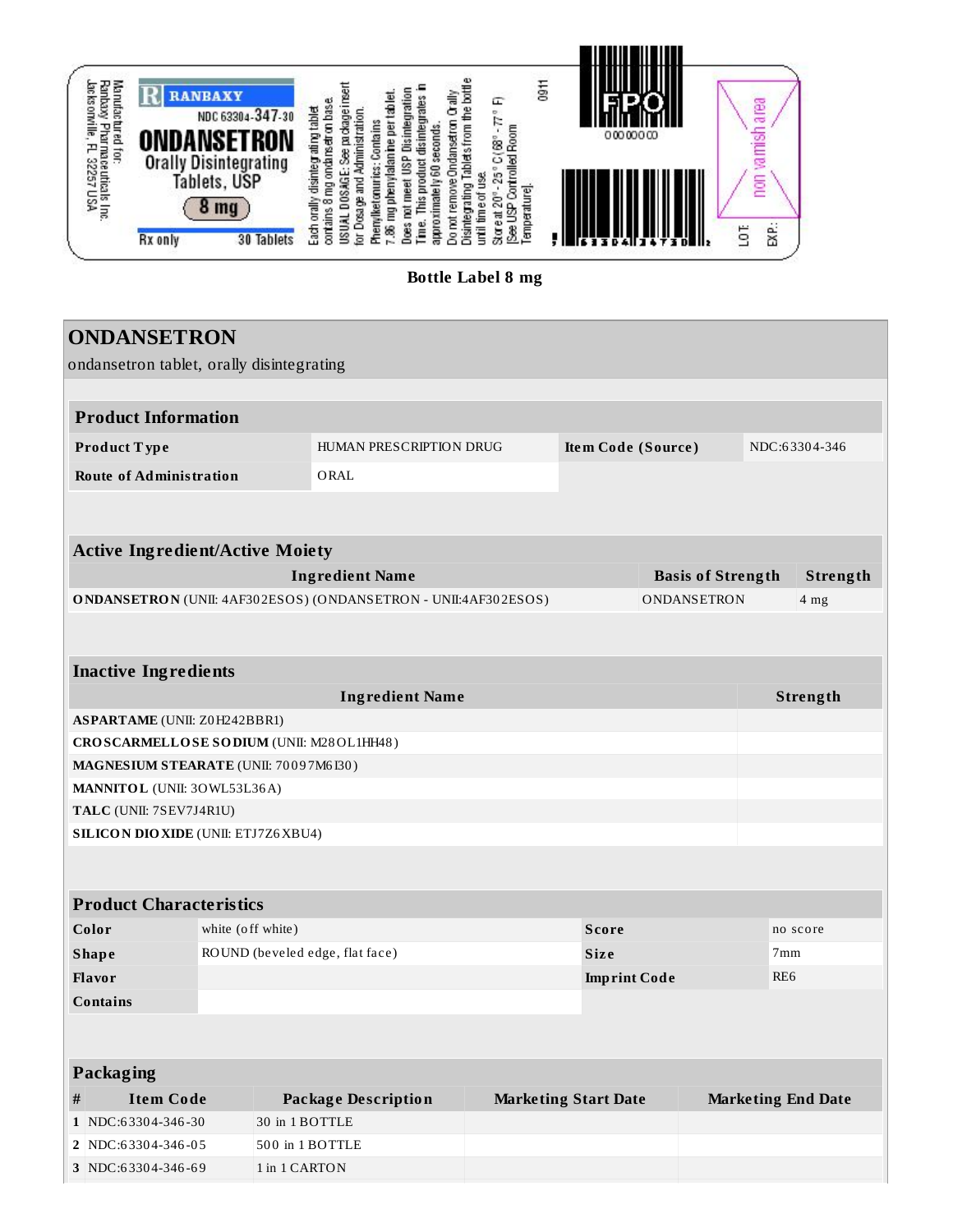Manufactured for:
Ranbaxy Pharmaceuticals Inc.
Jacksonville, FL 32257 USA

RANBAXY

NDC 63304-347-30

**ONDANSETRON**
Orally Disintegrating Tablets, USP

**8 mg**

Rx only

30 Tablets

Each orally disintegrating tablet contains 8 mg ondansetron base.
USUAL DOSAGE: See package insert for Dosage and Administration.
Phenylketonurics: Contains 7.86 mg phenylalanine per tablet.
Does not meet USP Disintegration Time. This product disintegrates in approximately 60 seconds.
Do not remove Ondansetron Orally Disintegrating Tablets from the bottle until time of use.
Store at 20° - 25° C (68° - 77° F) [See USP Controlled Room Temperature].

0911

FPO

0000000

non varnish area

LOT:

EXP.:

**Bottle Label 8 mg**

# ONDANSETRON

ondansetron tablet, orally disintegrating

| Product Information | | | |
|---|---|---|---|
| **Product Type** | HUMAN PRESCRIPTION DRUG | **Item Code (Source)** | NDC:63304-346 |
| **Route of Administration** | ORAL | | |

| Active Ingredient/Active Moiety | | |
|---|---|---|
| **Ingredient Name** | **Basis of Strength** | **Strength** |
| **ONDANSETRON** (UNII: 4AF302ESOS) (ONDANSETRON - UNII:4AF302ESOS) | ONDANSETRON | 4 mg |

| Inactive Ingredients | |
|---|---|
| **Ingredient Name** | **Strength** |
| **ASPARTAME** (UNII: Z0H242BBR1) | |
| **CROSCARMELLOSE SODIUM** (UNII: M28OL1HH48) | |
| **MAGNESIUM STEARATE** (UNII: 70097M6I30) | |
| **MANNITOL** (UNII: 3OWL53L36A) | |
| **TALC** (UNII: 7SEV7J4R1U) | |
| **SILICON DIOXIDE** (UNII: ETJ7Z6XBU4) | |

| Product Characteristics | | | |
|---|---|---|---|
| **Color** | white (off white) | **Score** | no score |
| **Shape** | ROUND (beveled edge, flat face) | **Size** | 7mm |
| **Flavor** | | **Imprint Code** | RE6 |
| **Contains** | | | |

| Packaging | | | | |
|---|---|---|---|---|
| **#** | **Item Code** | **Package Description** | **Marketing Start Date** | **Marketing End Date** |
| 1 | NDC:63304-346-30 | 30 in 1 BOTTLE | | |
| 2 | NDC:63304-346-05 | 500 in 1 BOTTLE | | |
| 3 | NDC:63304-346-69 | 1 in 1 CARTON | | |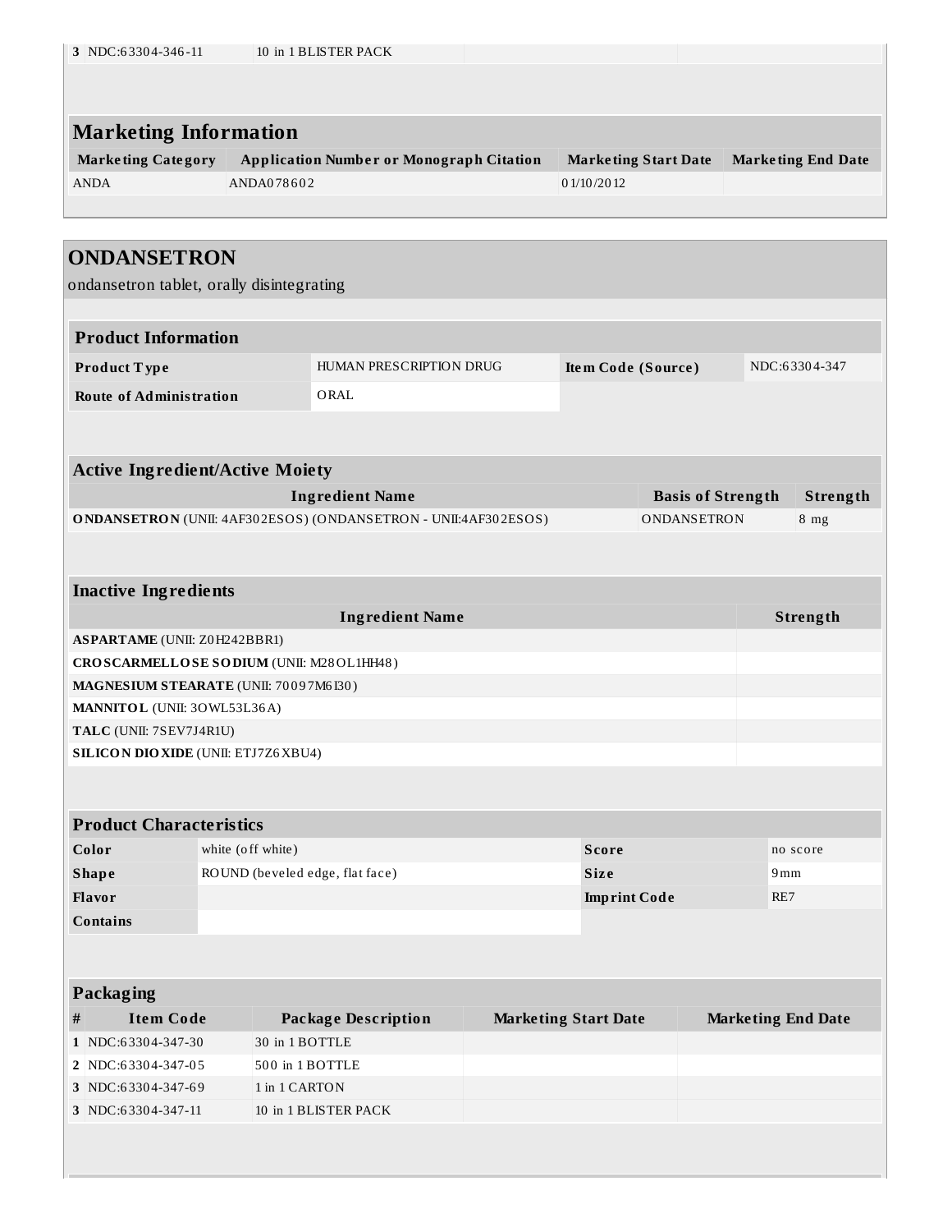| 3 | NDC:63304-346-11 | 10 in 1 BLISTER PACK | | |
|---|---|---|---|---|

## Marketing Information

| Marketing Category | Application Number or Monograph Citation | Marketing Start Date | Marketing End Date |
|---|---|---|---|
| ANDA | ANDA078602 | 01/10/2012 | |

# ONDANSETRON

ondansetron tablet, orally disintegrating

## Product Information

| Product Type | HUMAN PRESCRIPTION DRUG | Item Code (Source) | NDC:63304-347 |
|---|---|---|---|
| Route of Administration | ORAL | | |

## Active Ingredient/Active Moiety

| Ingredient Name | Basis of Strength | Strength |
|---|---|---|
| **ONDANSETRON** (UNII: 4AF302ESOS) (ONDANSETRON - UNII:4AF302ESOS) | ONDANSETRON | 8 mg |

## Inactive Ingredients

| Ingredient Name | Strength |
|---|---|
| **ASPARTAME** (UNII: Z0H242BBR1) | |
| **CROSCARMELLOSE SODIUM** (UNII: M28OL1HH48) | |
| **MAGNESIUM STEARATE** (UNII: 70097M6I30) | |
| **MANNITOL** (UNII: 3OWL53L36A) | |
| **TALC** (UNII: 7SEV7J4R1U) | |
| **SILICON DIOXIDE** (UNII: ETJ7Z6XBU4) | |

## Product Characteristics

| Color | white (off white) | Score | no score |
|---|---|---|---|
| Shape | ROUND (beveled edge, flat face) | Size | 9mm |
| Flavor | | Imprint Code | RE7 |
| Contains | | | |

## Packaging

| # | Item Code | Package Description | Marketing Start Date | Marketing End Date |
|---|---|---|---|---|
| 1 | NDC:63304-347-30 | 30 in 1 BOTTLE | | |
| 2 | NDC:63304-347-05 | 500 in 1 BOTTLE | | |
| 3 | NDC:63304-347-69 | 1 in 1 CARTON | | |
| 3 | NDC:63304-347-11 | 10 in 1 BLISTER PACK | | |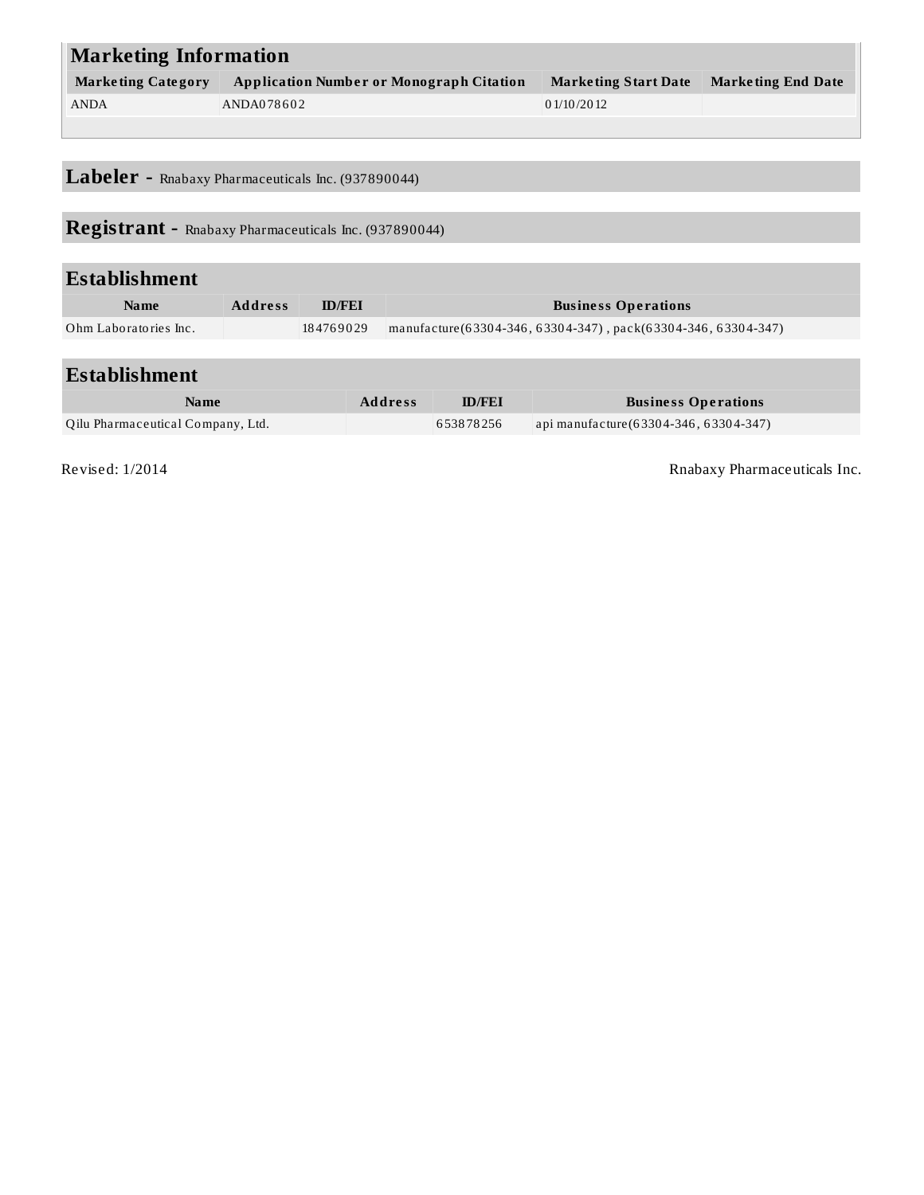## Marketing Information

| Marketing Category | Application Number or Monograph Citation | Marketing Start Date | Marketing End Date |
|---|---|---|---|
| ANDA | ANDA078602 | 01/10/2012 | |

## Labeler - Rnabaxy Pharmaceuticals Inc. (937890044)

## Registrant - Rnabaxy Pharmaceuticals Inc. (937890044)

## Establishment

| Name | Address | ID/FEI | Business Operations |
|---|---|---|---|
| Ohm Laboratories Inc. | | 184769029 | manufacture(63304-346, 63304-347) , pack(63304-346, 63304-347) |

## Establishment

| Name | Address | ID/FEI | Business Operations |
|---|---|---|---|
| Qilu Pharmaceutical Company, Ltd. | | 653878256 | api manufacture(63304-346, 63304-347) |

Revised: 1/2014

Rnabaxy Pharmaceuticals Inc.